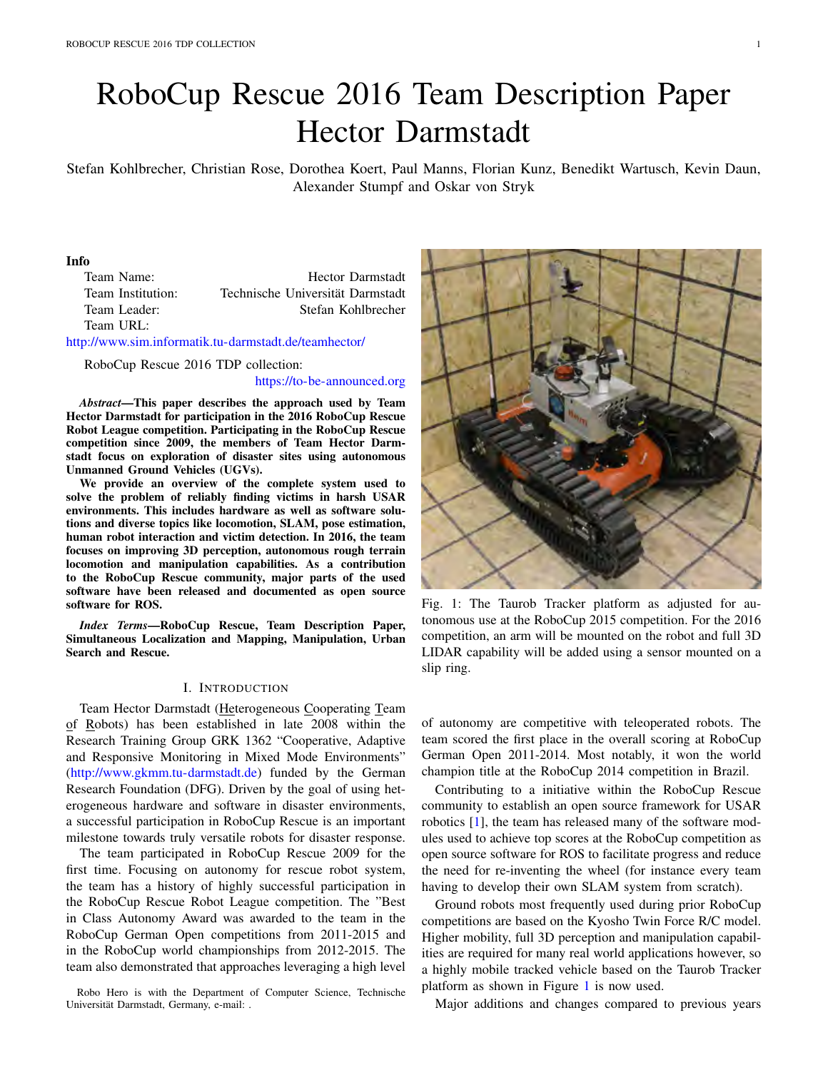# RoboCup Rescue 2016 Team Description Paper Hector Darmstadt

Stefan Kohlbrecher, Christian Rose, Dorothea Koert, Paul Manns, Florian Kunz, Benedikt Wartusch, Kevin Daun, Alexander Stumpf and Oskar von Stryk

**Info**

Team Name: Hector Darmstadt
Team Institution: Technische Universität Darmstadt
Team Leader: Stefan Kohlbrecher
Team URL:
http://www.sim.informatik.tu-darmstadt.de/teamhector/

RoboCup Rescue 2016 TDP collection:
https://to-be-announced.org

***Abstract*—This paper describes the approach used by Team Hector Darmstadt for participation in the 2016 RoboCup Rescue Robot League competition. Participating in the RoboCup Rescue competition since 2009, the members of Team Hector Darmstadt focus on exploration of disaster sites using autonomous Unmanned Ground Vehicles (UGVs).**

**We provide an overview of the complete system used to solve the problem of reliably finding victims in harsh USAR environments. This includes hardware as well as software solutions and diverse topics like locomotion, SLAM, pose estimation, human robot interaction and victim detection. In 2016, the team focuses on improving 3D perception, autonomous rough terrain locomotion and manipulation capabilities. As a contribution to the RoboCup Rescue community, major parts of the used software have been released and documented as open source software for ROS.**

***Index Terms*—RoboCup Rescue, Team Description Paper, Simultaneous Localization and Mapping, Manipulation, Urban Search and Rescue.**

## I. Introduction

Team Hector Darmstadt (Heterogeneous Cooperating Team of Robots) has been established in late 2008 within the Research Training Group GRK 1362 "Cooperative, Adaptive and Responsive Monitoring in Mixed Mode Environments" (http://www.gkmm.tu-darmstadt.de) funded by the German Research Foundation (DFG). Driven by the goal of using heterogeneous hardware and software in disaster environments, a successful participation in RoboCup Rescue is an important milestone towards truly versatile robots for disaster response.

The team participated in RoboCup Rescue 2009 for the first time. Focusing on autonomy for rescue robot system, the team has a history of highly successful participation in the RoboCup Rescue Robot League competition. The "Best in Class Autonomy Award was awarded to the team in the RoboCup German Open competitions from 2011-2015 and in the RoboCup world championships from 2012-2015. The team also demonstrated that approaches leveraging a high level of autonomy are competitive with teleoperated robots. The team scored the first place in the overall scoring at RoboCup German Open 2011-2014. Most notably, it won the world champion title at the RoboCup 2014 competition in Brazil.

Robo Hero is with the Department of Computer Science, Technische Universität Darmstadt, Germany, e-mail: .

Fig. 1: The Taurob Tracker platform as adjusted for autonomous use at the RoboCup 2015 competition. For the 2016 competition, an arm will be mounted on the robot and full 3D LIDAR capability will be added using a sensor mounted on a slip ring.

Contributing to a initiative within the RoboCup Rescue community to establish an open source framework for USAR robotics [1], the team has released many of the software modules used to achieve top scores at the RoboCup competition as open source software for ROS to facilitate progress and reduce the need for re-inventing the wheel (for instance every team having to develop their own SLAM system from scratch).

Ground robots most frequently used during prior RoboCup competitions are based on the Kyosho Twin Force R/C model. Higher mobility, full 3D perception and manipulation capabilities are required for many real world applications however, so a highly mobile tracked vehicle based on the Taurob Tracker platform as shown in Figure 1 is now used.

Major additions and changes compared to previous years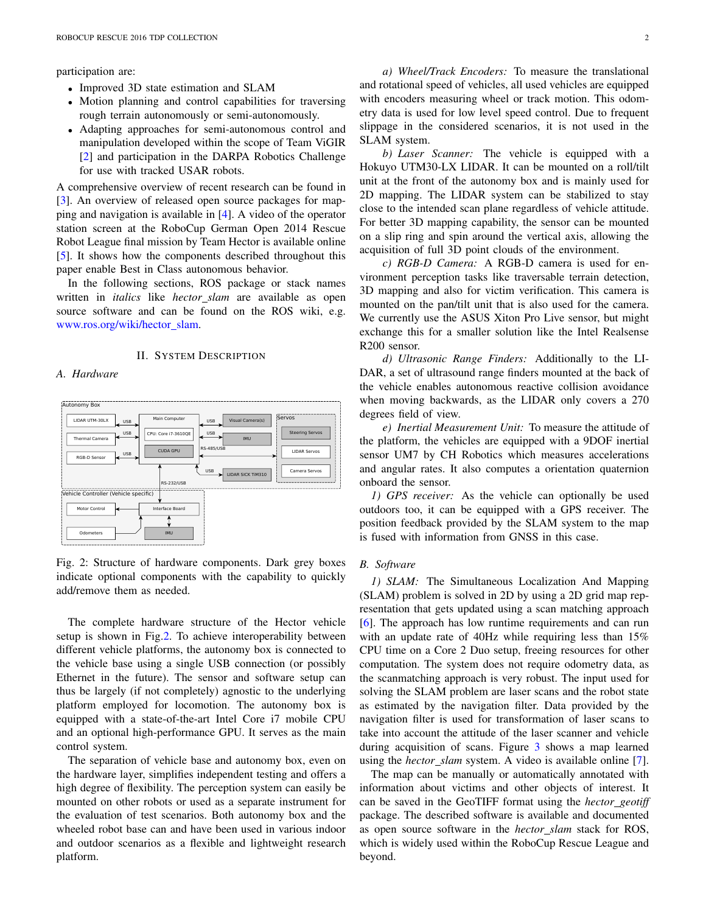participation are:

- Improved 3D state estimation and SLAM
- Motion planning and control capabilities for traversing rough terrain autonomously or semi-autonomously.
- Adapting approaches for semi-autonomous control and manipulation developed within the scope of Team ViGIR [2] and participation in the DARPA Robotics Challenge for use with tracked USAR robots.

A comprehensive overview of recent research can be found in [3]. An overview of released open source packages for mapping and navigation is available in [4]. A video of the operator station screen at the RoboCup German Open 2014 Rescue Robot League final mission by Team Hector is available online [5]. It shows how the components described throughout this paper enable Best in Class autonomous behavior.

In the following sections, ROS package or stack names written in *italics* like *hector_slam* are available as open source software and can be found on the ROS wiki, e.g. www.ros.org/wiki/hector_slam.

## II. System Description

### A. Hardware

Fig. 2: Structure of hardware components. Dark grey boxes indicate optional components with the capability to quickly add/remove them as needed.

The complete hardware structure of the Hector vehicle setup is shown in Fig.2. To achieve interoperability between different vehicle platforms, the autonomy box is connected to the vehicle base using a single USB connection (or possibly Ethernet in the future). The sensor and software setup can thus be largely (if not completely) agnostic to the underlying platform employed for locomotion. The autonomy box is equipped with a state-of-the-art Intel Core i7 mobile CPU and an optional high-performance GPU. It serves as the main control system.

The separation of vehicle base and autonomy box, even on the hardware layer, simplifies independent testing and offers a high degree of flexibility. The perception system can easily be mounted on other robots or used as a separate instrument for the evaluation of test scenarios. Both autonomy box and the wheeled robot base can and have been used in various indoor and outdoor scenarios as a flexible and lightweight research platform.

*a) Wheel/Track Encoders:* To measure the translational and rotational speed of vehicles, all used vehicles are equipped with encoders measuring wheel or track motion. This odometry data is used for low level speed control. Due to frequent slippage in the considered scenarios, it is not used in the SLAM system.

*b) Laser Scanner:* The vehicle is equipped with a Hokuyo UTM30-LX LIDAR. It can be mounted on a roll/tilt unit at the front of the autonomy box and is mainly used for 2D mapping. The LIDAR system can be stabilized to stay close to the intended scan plane regardless of vehicle attitude. For better 3D mapping capability, the sensor can be mounted on a slip ring and spin around the vertical axis, allowing the acquisition of full 3D point clouds of the environment.

*c) RGB-D Camera:* A RGB-D camera is used for environment perception tasks like traversable terrain detection, 3D mapping and also for victim verification. This camera is mounted on the pan/tilt unit that is also used for the camera. We currently use the ASUS Xiton Pro Live sensor, but might exchange this for a smaller solution like the Intel Realsense R200 sensor.

*d) Ultrasonic Range Finders:* Additionally to the LIDAR, a set of ultrasound range finders mounted at the back of the vehicle enables autonomous reactive collision avoidance when moving backwards, as the LIDAR only covers a 270 degrees field of view.

*e) Inertial Measurement Unit:* To measure the attitude of the platform, the vehicles are equipped with a 9DOF inertial sensor UM7 by CH Robotics which measures accelerations and angular rates. It also computes a orientation quaternion onboard the sensor.

*1) GPS receiver:* As the vehicle can optionally be used outdoors too, it can be equipped with a GPS receiver. The position feedback provided by the SLAM system to the map is fused with information from GNSS in this case.

### B. Software

*1) SLAM:* The Simultaneous Localization And Mapping (SLAM) problem is solved in 2D by using a 2D grid map representation that gets updated using a scan matching approach [6]. The approach has low runtime requirements and can run with an update rate of 40Hz while requiring less than 15% CPU time on a Core 2 Duo setup, freeing resources for other computation. The system does not require odometry data, as the scanmatching approach is very robust. The input used for solving the SLAM problem are laser scans and the robot state as estimated by the navigation filter. Data provided by the navigation filter is used for transformation of laser scans to take into account the attitude of the laser scanner and vehicle during acquisition of scans. Figure 3 shows a map learned using the *hector_slam* system. A video is available online [7].

The map can be manually or automatically annotated with information about victims and other objects of interest. It can be saved in the GeoTIFF format using the *hector_geotiff* package. The described software is available and documented as open source software in the *hector_slam* stack for ROS, which is widely used within the RoboCup Rescue League and beyond.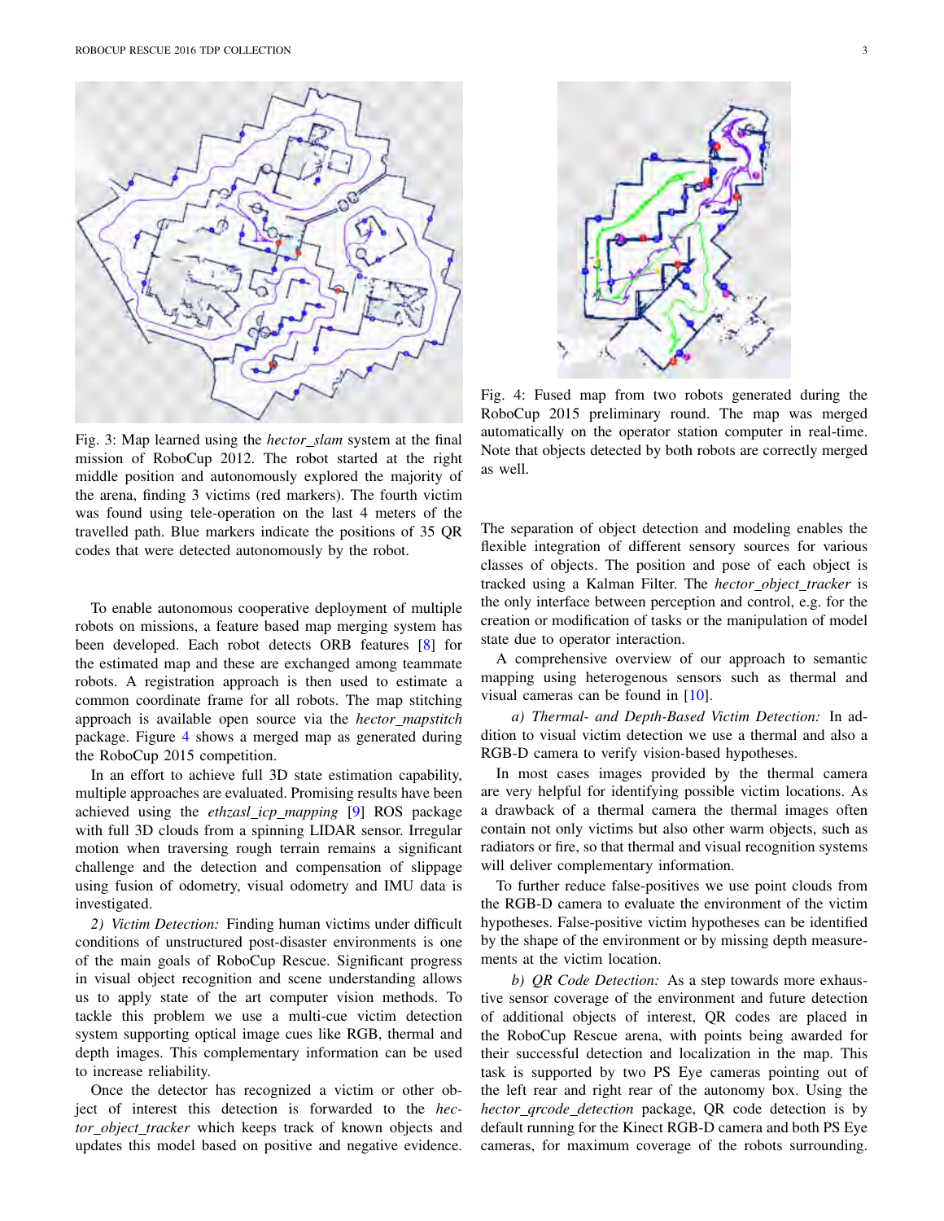Fig. 3: Map learned using the *hector_slam* system at the final mission of RoboCup 2012. The robot started at the right middle position and autonomously explored the majority of the arena, finding 3 victims (red markers). The fourth victim was found using tele-operation on the last 4 meters of the travelled path. Blue markers indicate the positions of 35 QR codes that were detected autonomously by the robot.

Fig. 4: Fused map from two robots generated during the RoboCup 2015 preliminary round. The map was merged automatically on the operator station computer in real-time. Note that objects detected by both robots are correctly merged as well.

To enable autonomous cooperative deployment of multiple robots on missions, a feature based map merging system has been developed. Each robot detects ORB features [8] for the estimated map and these are exchanged among teammate robots. A registration approach is then used to estimate a common coordinate frame for all robots. The map stitching approach is available open source via the *hector_mapstitch* package. Figure 4 shows a merged map as generated during the RoboCup 2015 competition.

In an effort to achieve full 3D state estimation capability, multiple approaches are evaluated. Promising results have been achieved using the *ethzasl_icp_mapping* [9] ROS package with full 3D clouds from a spinning LIDAR sensor. Irregular motion when traversing rough terrain remains a significant challenge and the detection and compensation of slippage using fusion of odometry, visual odometry and IMU data is investigated.

*2) Victim Detection:* Finding human victims under difficult conditions of unstructured post-disaster environments is one of the main goals of RoboCup Rescue. Significant progress in visual object recognition and scene understanding allows us to apply state of the art computer vision methods. To tackle this problem we use a multi-cue victim detection system supporting optical image cues like RGB, thermal and depth images. This complementary information can be used to increase reliability.

Once the detector has recognized a victim or other object of interest this detection is forwarded to the *hector_object_tracker* which keeps track of known objects and updates this model based on positive and negative evidence. The separation of object detection and modeling enables the flexible integration of different sensory sources for various classes of objects. The position and pose of each object is tracked using a Kalman Filter. The *hector_object_tracker* is the only interface between perception and control, e.g. for the creation or modification of tasks or the manipulation of model state due to operator interaction.

A comprehensive overview of our approach to semantic mapping using heterogenous sensors such as thermal and visual cameras can be found in [10].

*a) Thermal- and Depth-Based Victim Detection:* In addition to visual victim detection we use a thermal and also a RGB-D camera to verify vision-based hypotheses.

In most cases images provided by the thermal camera are very helpful for identifying possible victim locations. As a drawback of a thermal camera the thermal images often contain not only victims but also other warm objects, such as radiators or fire, so that thermal and visual recognition systems will deliver complementary information.

To further reduce false-positives we use point clouds from the RGB-D camera to evaluate the environment of the victim hypotheses. False-positive victim hypotheses can be identified by the shape of the environment or by missing depth measurements at the victim location.

*b) QR Code Detection:* As a step towards more exhaustive sensor coverage of the environment and future detection of additional objects of interest, QR codes are placed in the RoboCup Rescue arena, with points being awarded for their successful detection and localization in the map. This task is supported by two PS Eye cameras pointing out of the left rear and right rear of the autonomy box. Using the *hector_qrcode_detection* package, QR code detection is by default running for the Kinect RGB-D camera and both PS Eye cameras, for maximum coverage of the robots surrounding.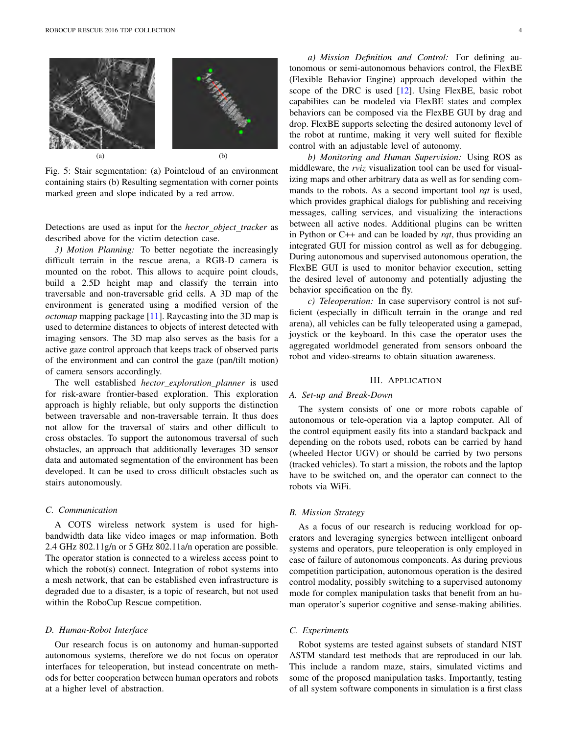Fig. 5: Stair segmentation: (a) Pointcloud of an environment containing stairs (b) Resulting segmentation with corner points marked green and slope indicated by a red arrow.

Detections are used as input for the *hector_object_tracker* as described above for the victim detection case.

*3) Motion Planning:* To better negotiate the increasingly difficult terrain in the rescue arena, a RGB-D camera is mounted on the robot. This allows to acquire point clouds, build a 2.5D height map and classify the terrain into traversable and non-traversable grid cells. A 3D map of the environment is generated using a modified version of the *octomap* mapping package [11]. Raycasting into the 3D map is used to determine distances to objects of interest detected with imaging sensors. The 3D map also serves as the basis for a active gaze control approach that keeps track of observed parts of the environment and can control the gaze (pan/tilt motion) of camera sensors accordingly.

The well established *hector_exploration_planner* is used for risk-aware frontier-based exploration. This exploration approach is highly reliable, but only supports the distinction between traversable and non-traversable terrain. It thus does not allow for the traversal of stairs and other difficult to cross obstacles. To support the autonomous traversal of such obstacles, an approach that additionally leverages 3D sensor data and automated segmentation of the environment has been developed. It can be used to cross difficult obstacles such as stairs autonomously.

### C. Communication

A COTS wireless network system is used for high-bandwidth data like video images or map information. Both 2.4 GHz 802.11g/n or 5 GHz 802.11a/n operation are possible. The operator station is connected to a wireless access point to which the robot(s) connect. Integration of robot systems into a mesh network, that can be established even infrastructure is degraded due to a disaster, is a topic of research, but not used within the RoboCup Rescue competition.

### D. Human-Robot Interface

Our research focus is on autonomy and human-supported autonomous systems, therefore we do not focus on operator interfaces for teleoperation, but instead concentrate on methods for better cooperation between human operators and robots at a higher level of abstraction.

*a) Mission Definition and Control:* For defining autonomous or semi-autonomous behaviors control, the FlexBE (Flexible Behavior Engine) approach developed within the scope of the DRC is used [12]. Using FlexBE, basic robot capabilites can be modeled via FlexBE states and complex behaviors can be composed via the FlexBE GUI by drag and drop. FlexBE supports selecting the desired autonomy level of the robot at runtime, making it very well suited for flexible control with an adjustable level of autonomy.

*b) Monitoring and Human Supervision:* Using ROS as middleware, the *rviz* visualization tool can be used for visualizing maps and other arbitrary data as well as for sending commands to the robots. As a second important tool *rqt* is used, which provides graphical dialogs for publishing and receiving messages, calling services, and visualizing the interactions between all active nodes. Additional plugins can be written in Python or C++ and can be loaded by *rqt*, thus providing an integrated GUI for mission control as well as for debugging. During autonomous and supervised autonomous operation, the FlexBE GUI is used to monitor behavior execution, setting the desired level of autonomy and potentially adjusting the behavior specification on the fly.

*c) Teleoperation:* In case supervisory control is not sufficient (especially in difficult terrain in the orange and red arena), all vehicles can be fully teleoperated using a gamepad, joystick or the keyboard. In this case the operator uses the aggregated worldmodel generated from sensors onboard the robot and video-streams to obtain situation awareness.

## III. Application

### A. Set-up and Break-Down

The system consists of one or more robots capable of autonomous or tele-operation via a laptop computer. All of the control equipment easily fits into a standard backpack and depending on the robots used, robots can be carried by hand (wheeled Hector UGV) or should be carried by two persons (tracked vehicles). To start a mission, the robots and the laptop have to be switched on, and the operator can connect to the robots via WiFi.

### B. Mission Strategy

As a focus of our research is reducing workload for operators and leveraging synergies between intelligent onboard systems and operators, pure teleoperation is only employed in case of failure of autonomous components. As during previous competition participation, autonomous operation is the desired control modality, possibly switching to a supervised autonomy mode for complex manipulation tasks that benefit from an human operator's superior cognitive and sense-making abilities.

### C. Experiments

Robot systems are tested against subsets of standard NIST ASTM standard test methods that are reproduced in our lab. This include a random maze, stairs, simulated victims and some of the proposed manipulation tasks. Importantly, testing of all system software components in simulation is a first class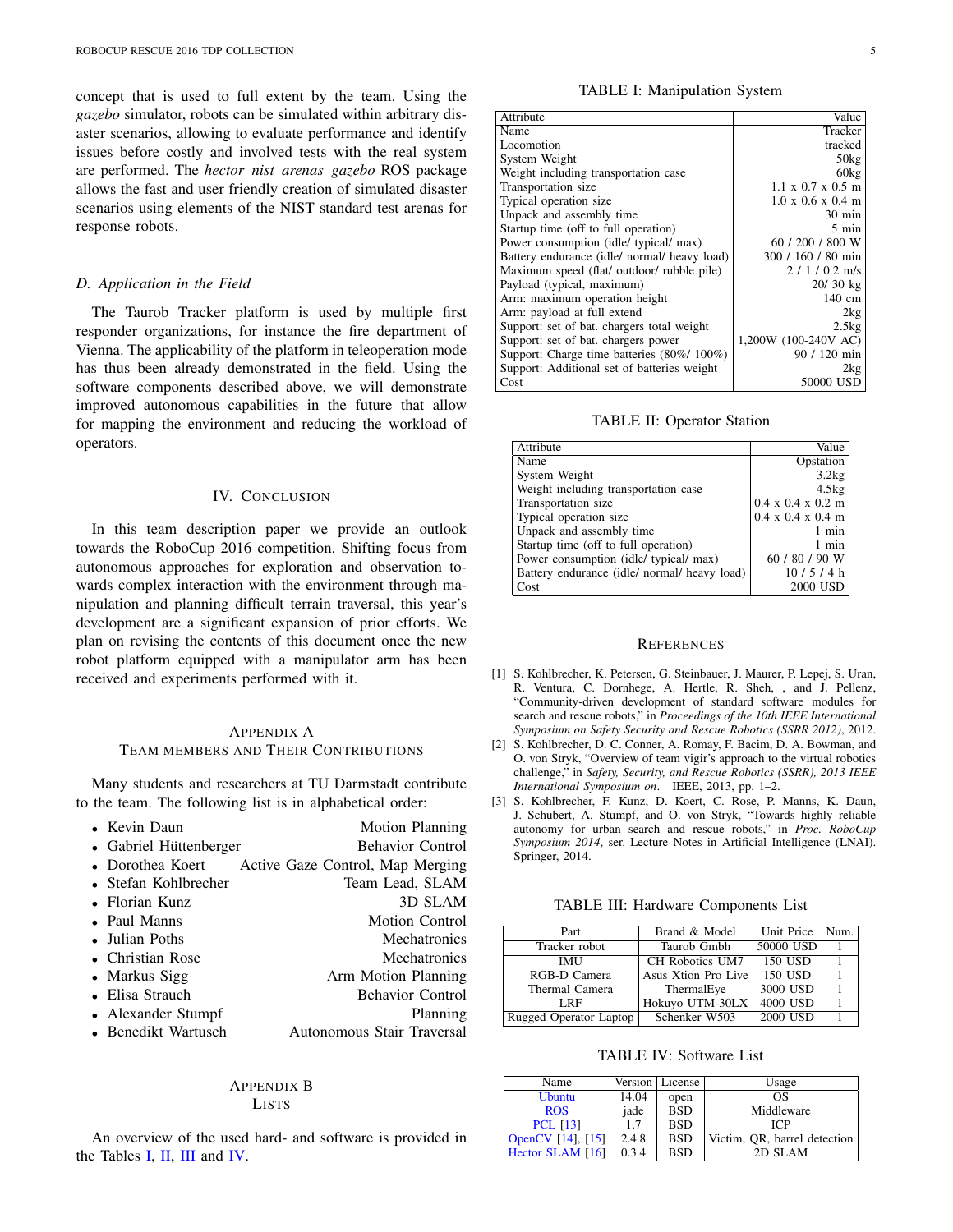concept that is used to full extent by the team. Using the *gazebo* simulator, robots can be simulated within arbitrary disaster scenarios, allowing to evaluate performance and identify issues before costly and involved tests with the real system are performed. The *hector_nist_arenas_gazebo* ROS package allows the fast and user friendly creation of simulated disaster scenarios using elements of the NIST standard test arenas for response robots.

### D. Application in the Field

The Taurob Tracker platform is used by multiple first responder organizations, for instance the fire department of Vienna. The applicability of the platform in teleoperation mode has thus been already demonstrated in the field. Using the software components described above, we will demonstrate improved autonomous capabilities in the future that allow for mapping the environment and reducing the workload of operators.

## IV. Conclusion

In this team description paper we provide an outlook towards the RoboCup 2016 competition. Shifting focus from autonomous approaches for exploration and observation towards complex interaction with the environment through manipulation and planning difficult terrain traversal, this year's development are a significant expansion of prior efforts. We plan on revising the contents of this document once the new robot platform equipped with a manipulator arm has been received and experiments performed with it.

## Appendix A
## Team Members and Their Contributions

Many students and researchers at TU Darmstadt contribute to the team. The following list is in alphabetical order:

- Kevin Daun — Motion Planning
- Gabriel Hüttenberger — Behavior Control
- Dorothea Koert — Active Gaze Control, Map Merging
- Stefan Kohlbrecher — Team Lead, SLAM
- Florian Kunz — 3D SLAM
- Paul Manns — Motion Control
- Julian Poths — Mechatronics
- Christian Rose — Mechatronics
- Markus Sigg — Arm Motion Planning
- Elisa Strauch — Behavior Control
- Alexander Stumpf — Planning
- Benedikt Wartusch — Autonomous Stair Traversal

## Appendix B
## Lists

An overview of the used hard- and software is provided in the Tables I, II, III and IV.

TABLE I: Manipulation System

| Attribute | Value |
|---|---|
| Name | Tracker |
| Locomotion | tracked |
| System Weight | 50kg |
| Weight including transportation case | 60kg |
| Transportation size | 1.1 x 0.7 x 0.5 m |
| Typical operation size | 1.0 x 0.6 x 0.4 m |
| Unpack and assembly time | 30 min |
| Startup time (off to full operation) | 5 min |
| Power consumption (idle/ typical/ max) | 60 / 200 / 800 W |
| Battery endurance (idle/ normal/ heavy load) | 300 / 160 / 80 min |
| Maximum speed (flat/ outdoor/ rubble pile) | 2 / 1 / 0.2 m/s |
| Payload (typical, maximum) | 20/ 30 kg |
| Arm: maximum operation height | 140 cm |
| Arm: payload at full extend | 2kg |
| Support: set of bat. chargers total weight | 2.5kg |
| Support: set of bat. chargers power | 1,200W (100-240V AC) |
| Support: Charge time batteries (80%/ 100%) | 90 / 120 min |
| Support: Additional set of batteries weight | 2kg |
| Cost | 50000 USD |

TABLE II: Operator Station

| Attribute | Value |
|---|---|
| Name | Opstation |
| System Weight | 3.2kg |
| Weight including transportation case | 4.5kg |
| Transportation size | 0.4 x 0.4 x 0.2 m |
| Typical operation size | 0.4 x 0.4 x 0.4 m |
| Unpack and assembly time | 1 min |
| Startup time (off to full operation) | 1 min |
| Power consumption (idle/ typical/ max) | 60 / 80 / 90 W |
| Battery endurance (idle/ normal/ heavy load) | 10 / 5 / 4 h |
| Cost | 2000 USD |

## References

[1] S. Kohlbrecher, K. Petersen, G. Steinbauer, J. Maurer, P. Lepej, S. Uran, R. Ventura, C. Dornhege, A. Hertle, R. Sheh, , and J. Pellenz, "Community-driven development of standard software modules for search and rescue robots," in *Proceedings of the 10th IEEE International Symposium on Safety Security and Rescue Robotics (SSRR 2012)*, 2012.

[2] S. Kohlbrecher, D. C. Conner, A. Romay, F. Bacim, D. A. Bowman, and O. von Stryk, "Overview of team vigir's approach to the virtual robotics challenge," in *Safety, Security, and Rescue Robotics (SSRR), 2013 IEEE International Symposium on*. IEEE, 2013, pp. 1–2.

[3] S. Kohlbrecher, F. Kunz, D. Koert, C. Rose, P. Manns, K. Daun, J. Schubert, A. Stumpf, and O. von Stryk, "Towards highly reliable autonomy for urban search and rescue robots," in *Proc. RoboCup Symposium 2014*, ser. Lecture Notes in Artificial Intelligence (LNAI). Springer, 2014.

TABLE III: Hardware Components List

| Part | Brand & Model | Unit Price | Num. |
|---|---|---|---|
| Tracker robot | Taurob Gmbh | 50000 USD | 1 |
| IMU | CH Robotics UM7 | 150 USD | 1 |
| RGB-D Camera | Asus Xtion Pro Live | 150 USD | 1 |
| Thermal Camera | ThermalEye | 3000 USD | 1 |
| LRF | Hokuyo UTM-30LX | 4000 USD | 1 |
| Rugged Operator Laptop | Schenker W503 | 2000 USD | 1 |

TABLE IV: Software List

| Name | Version | License | Usage |
|---|---|---|---|
| Ubuntu | 14.04 | open | OS |
| ROS | jade | BSD | Middleware |
| PCL [13] | 1.7 | BSD | ICP |
| OpenCV [14], [15] | 2.4.8 | BSD | Victim, QR, barrel detection |
| Hector SLAM [16] | 0.3.4 | BSD | 2D SLAM |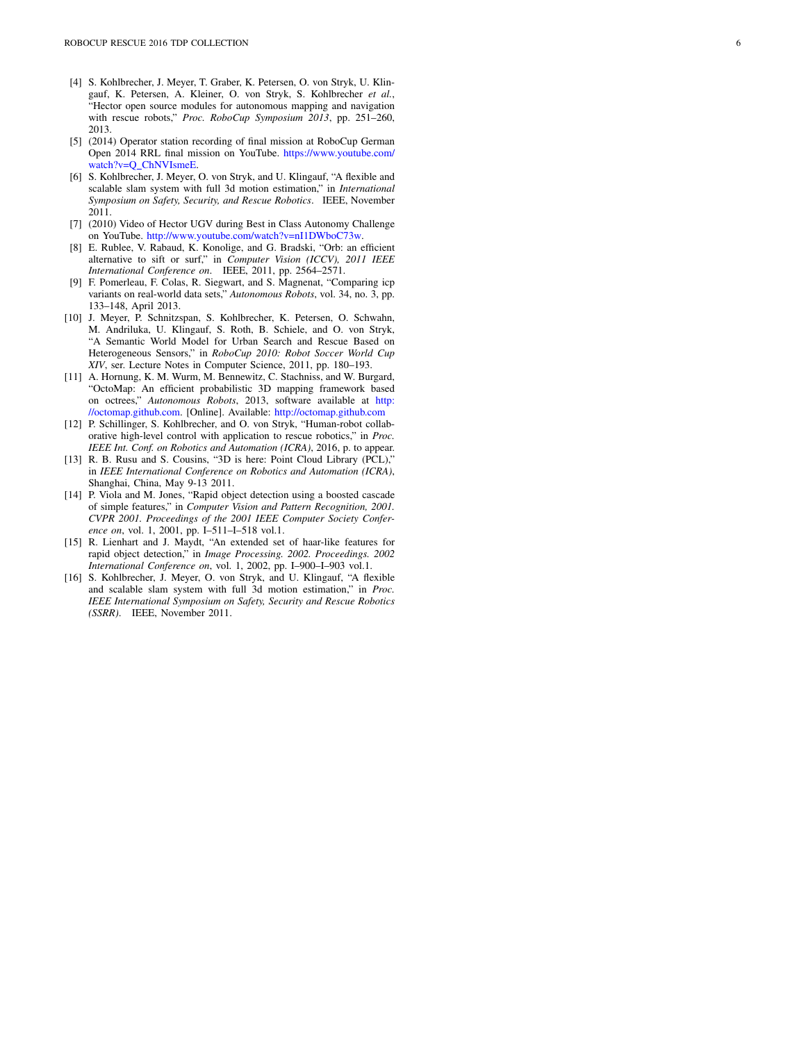[4] S. Kohlbrecher, J. Meyer, T. Graber, K. Petersen, O. von Stryk, U. Klingauf, K. Petersen, A. Kleiner, O. von Stryk, S. Kohlbrecher *et al.*, "Hector open source modules for autonomous mapping and navigation with rescue robots," *Proc. RoboCup Symposium 2013*, pp. 251–260, 2013.

[5] (2014) Operator station recording of final mission at RoboCup German Open 2014 RRL final mission on YouTube. https://www.youtube.com/watch?v=Q_ChNVIsmeE.

[6] S. Kohlbrecher, J. Meyer, O. von Stryk, and U. Klingauf, "A flexible and scalable slam system with full 3d motion estimation," in *International Symposium on Safety, Security, and Rescue Robotics*. IEEE, November 2011.

[7] (2010) Video of Hector UGV during Best in Class Autonomy Challenge on YouTube. http://www.youtube.com/watch?v=nI1DWboC73w.

[8] E. Rublee, V. Rabaud, K. Konolige, and G. Bradski, "Orb: an efficient alternative to sift or surf," in *Computer Vision (ICCV), 2011 IEEE International Conference on*. IEEE, 2011, pp. 2564–2571.

[9] F. Pomerleau, F. Colas, R. Siegwart, and S. Magnenat, "Comparing icp variants on real-world data sets," *Autonomous Robots*, vol. 34, no. 3, pp. 133–148, April 2013.

[10] J. Meyer, P. Schnitzspan, S. Kohlbrecher, K. Petersen, O. Schwahn, M. Andriluka, U. Klingauf, S. Roth, B. Schiele, and O. von Stryk, "A Semantic World Model for Urban Search and Rescue Based on Heterogeneous Sensors," in *RoboCup 2010: Robot Soccer World Cup XIV*, ser. Lecture Notes in Computer Science, 2011, pp. 180–193.

[11] A. Hornung, K. M. Wurm, M. Bennewitz, C. Stachniss, and W. Burgard, "OctoMap: An efficient probabilistic 3D mapping framework based on octrees," *Autonomous Robots*, 2013, software available at http://octomap.github.com. [Online]. Available: http://octomap.github.com

[12] P. Schillinger, S. Kohlbrecher, and O. von Stryk, "Human-robot collaborative high-level control with application to rescue robotics," in *Proc. IEEE Int. Conf. on Robotics and Automation (ICRA)*, 2016, p. to appear.

[13] R. B. Rusu and S. Cousins, "3D is here: Point Cloud Library (PCL)," in *IEEE International Conference on Robotics and Automation (ICRA)*, Shanghai, China, May 9-13 2011.

[14] P. Viola and M. Jones, "Rapid object detection using a boosted cascade of simple features," in *Computer Vision and Pattern Recognition, 2001. CVPR 2001. Proceedings of the 2001 IEEE Computer Society Conference on*, vol. 1, 2001, pp. I–511–I–518 vol.1.

[15] R. Lienhart and J. Maydt, "An extended set of haar-like features for rapid object detection," in *Image Processing. 2002. Proceedings. 2002 International Conference on*, vol. 1, 2002, pp. I–900–I–903 vol.1.

[16] S. Kohlbrecher, J. Meyer, O. von Stryk, and U. Klingauf, "A flexible and scalable slam system with full 3d motion estimation," in *Proc. IEEE International Symposium on Safety, Security and Rescue Robotics (SSRR)*. IEEE, November 2011.